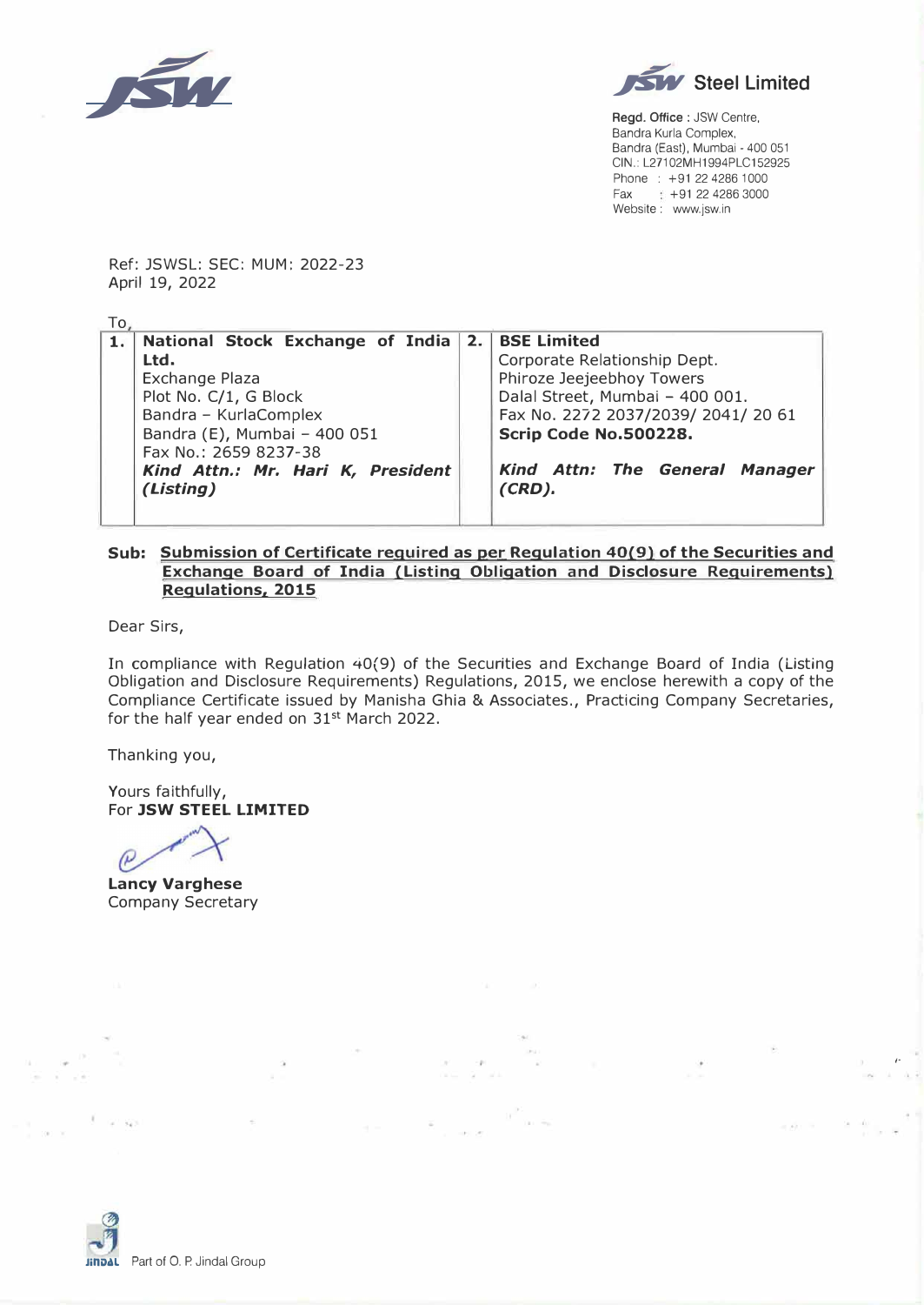**JSW Steel Limited**

**Regd. Office** : JSW Centre,
Bandra Kurla Complex,
Bandra (East), Mumbai - 400 051
CIN.: L27102MH1994PLC152925
Phone : +91 22 4286 1000
Fax : +91 22 4286 3000
Website : www.jsw.in

Ref: JSWSL: SEC: MUM: 2022-23
April 19, 2022

To,

| 1. | **National Stock Exchange of India Ltd.**<br>Exchange Plaza<br>Plot No. C/1, G Block<br>Bandra – KurlaComplex<br>Bandra (E), Mumbai – 400 051<br>Fax No.: 2659 8237-38<br>***Kind Attn.: Mr. Hari K, President (Listing)*** | 2. | **BSE Limited**<br>Corporate Relationship Dept.<br>Phiroze Jeejeebhoy Towers<br>Dalal Street, Mumbai – 400 001.<br>Fax No. 2272 2037/2039/ 2041/ 20 61<br>**Scrip Code No.500228.**<br>***Kind Attn: The General Manager (CRD).*** |
|---|---|---|---|

**Sub: Submission of Certificate required as per Regulation 40(9) of the Securities and Exchange Board of India (Listing Obligation and Disclosure Requirements) Regulations, 2015**

Dear Sirs,

In compliance with Regulation 40(9) of the Securities and Exchange Board of India (Listing Obligation and Disclosure Requirements) Regulations, 2015, we enclose herewith a copy of the Compliance Certificate issued by Manisha Ghia & Associates., Practicing Company Secretaries, for the half year ended on 31st March 2022.

Thanking you,

Yours faithfully,
For **JSW STEEL LIMITED**

**Lancy Varghese**
Company Secretary

Part of O. P. Jindal Group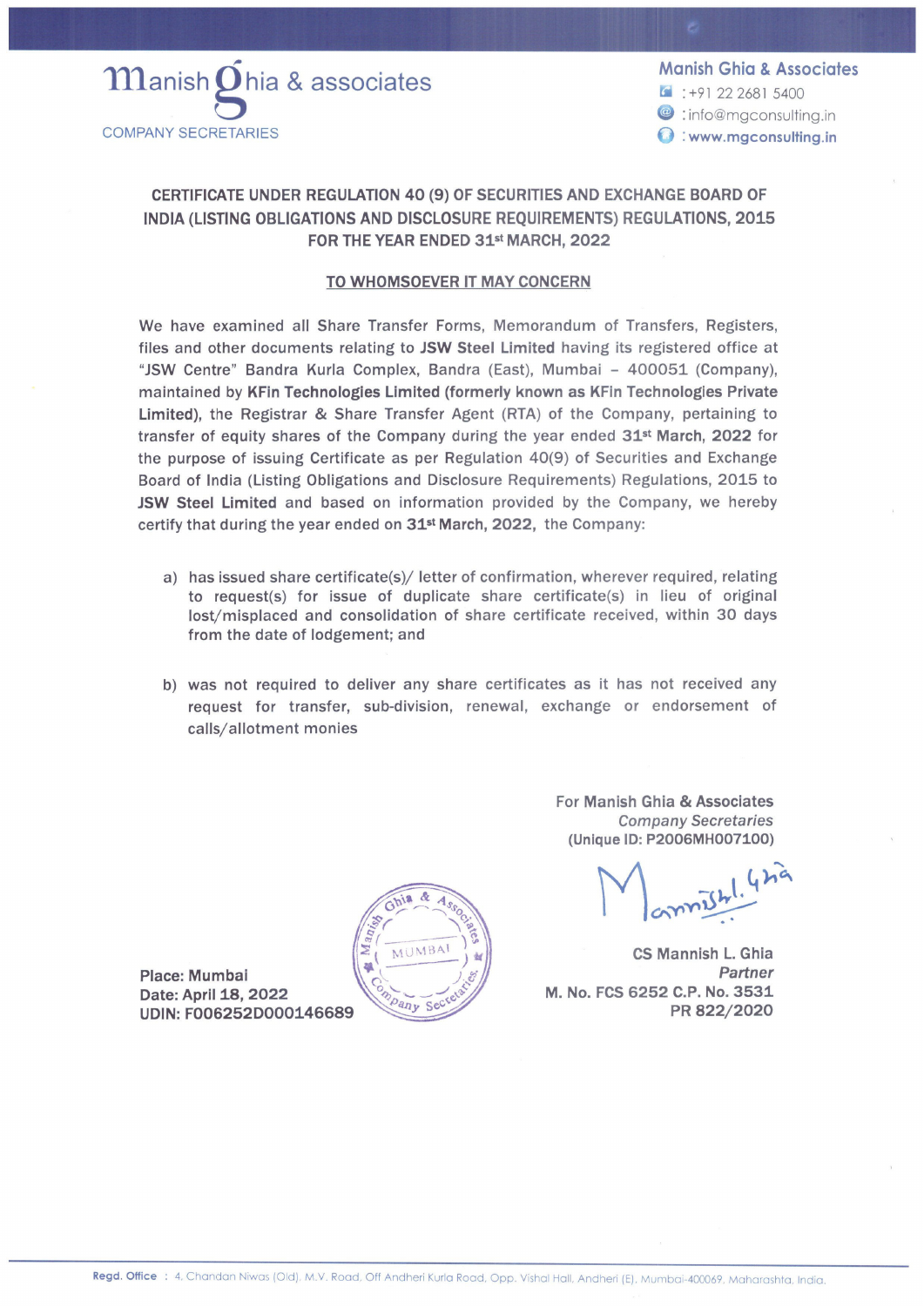Manish Ghia & associates

COMPANY SECRETARIES

**Manish Ghia & Associates**

: +91 22 2681 5400

: info@mgconsulting.in

: www.mgconsulting.in

## CERTIFICATE UNDER REGULATION 40 (9) OF SECURITIES AND EXCHANGE BOARD OF INDIA (LISTING OBLIGATIONS AND DISCLOSURE REQUIREMENTS) REGULATIONS, 2015 FOR THE YEAR ENDED 31st MARCH, 2022

**TO WHOMSOEVER IT MAY CONCERN**

We have examined all Share Transfer Forms, Memorandum of Transfers, Registers, files and other documents relating to **JSW Steel Limited** having its registered office at "JSW Centre" Bandra Kurla Complex, Bandra (East), Mumbai – 400051 (Company), maintained by **KFin Technologies Limited (formerly known as KFin Technologies Private Limited)**, the Registrar & Share Transfer Agent (RTA) of the Company, pertaining to transfer of equity shares of the Company during the year ended **31st March, 2022** for the purpose of issuing Certificate as per Regulation 40(9) of Securities and Exchange Board of India (Listing Obligations and Disclosure Requirements) Regulations, 2015 to **JSW Steel Limited** and based on information provided by the Company, we hereby certify that during the year ended on **31st March, 2022**, the Company:

a) has issued share certificate(s)/ letter of confirmation, wherever required, relating to request(s) for issue of duplicate share certificate(s) in lieu of original lost/misplaced and consolidation of share certificate received, within 30 days from the date of lodgement; and

b) was not required to deliver any share certificates as it has not received any request for transfer, sub-division, renewal, exchange or endorsement of calls/allotment monies

For Manish Ghia & Associates
*Company Secretaries*
(Unique ID: P2006MH007100)

CS Mannish L. Ghia
*Partner*
M. No. FCS 6252 C.P. No. 3531
PR 822/2020

**Place: Mumbai**
**Date: April 18, 2022**
**UDIN: F006252D000146689**

**Regd. Office** : 4, Chandan Niwas (Old), M.V. Road, Off Andheri Kurla Road, Opp. Vishal Hall, Andheri (E), Mumbai-400069, Maharashta, India.